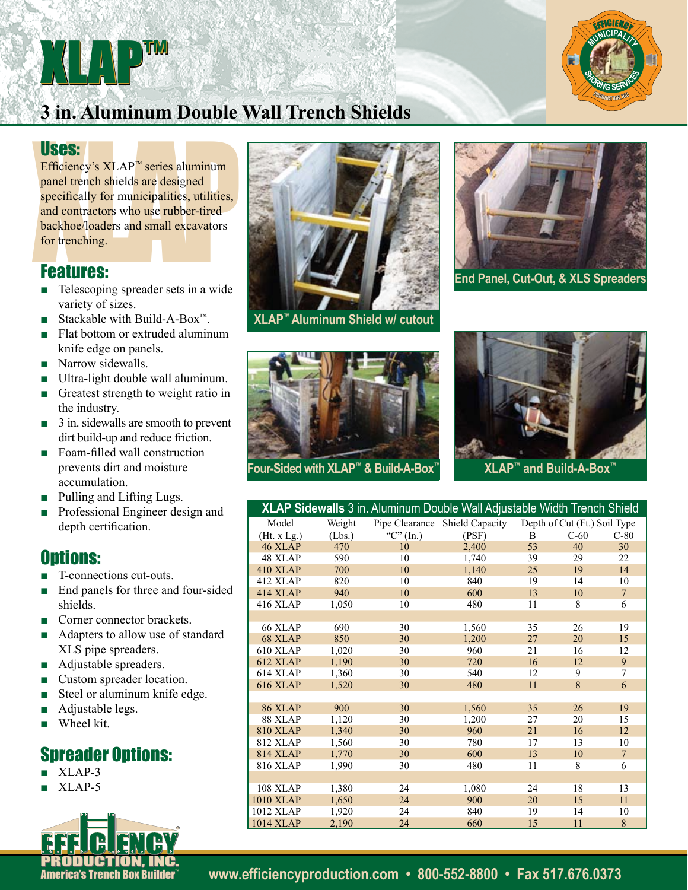# XLAP™

## 3 in. Aluminum Double Wall Trench Shields

## Uses:

Efficiency's XLAP™ series aluminum panel trench shields are designed specifically for municipalities, utilities, and contractors who use rubber-tired backhoe/loaders and small excavators for trenching.

## Features:

- Telescoping spreader sets in a wide variety of sizes.
- Stackable with Build-A-Box™.
- Flat bottom or extruded aluminum knife edge on panels.
- Narrow sidewalls.
- Ultra-light double wall aluminum.
- Greatest strength to weight ratio in the industry.
- 3 in. sidewalls are smooth to prevent dirt build-up and reduce friction.
- Foam-filled wall construction prevents dirt and moisture accumulation.
- Pulling and Lifting Lugs.
- Professional Engineer design and depth certification.

## Options:

- T-connections cut-outs.
- End panels for three and four-sided shields.
- Corner connector brackets.
- Adapters to allow use of standard XLS pipe spreaders.
- Adjustable spreaders.
- Custom spreader location.
- Steel or aluminum knife edge.
- Adjustable legs.
- Wheel kit.

## Spreader Options:

- XLAP-3
- XLAP-5

XLAP™ Aluminum Shield w/ cutout

End Panel, Cut-Out, & XLS Spreaders

Four-Sided with XLAP™ & Build-A-Box™

XLAP™ and Build-A-Box™

**XLAP Sidewalls** 3 in. Aluminum Double Wall Adjustable Width Trench Shield

| Model | Weight | Pipe Clearance | Shield Capacity | Depth of Cut (Ft.) Soil Type | | |
|---|---|---|---|---|---|---|
| (Ht. x Lg.) | (Lbs.) | "C" (In.) | (PSF) | B | C-60 | C-80 |
| 46 XLAP | 470 | 10 | 2,400 | 53 | 40 | 30 |
| 48 XLAP | 590 | 10 | 1,740 | 39 | 29 | 22 |
| 410 XLAP | 700 | 10 | 1,140 | 25 | 19 | 14 |
| 412 XLAP | 820 | 10 | 840 | 19 | 14 | 10 |
| 414 XLAP | 940 | 10 | 600 | 13 | 10 | 7 |
| 416 XLAP | 1,050 | 10 | 480 | 11 | 8 | 6 |
| | | | | | | |
| 66 XLAP | 690 | 30 | 1,560 | 35 | 26 | 19 |
| 68 XLAP | 850 | 30 | 1,200 | 27 | 20 | 15 |
| 610 XLAP | 1,020 | 30 | 960 | 21 | 16 | 12 |
| 612 XLAP | 1,190 | 30 | 720 | 16 | 12 | 9 |
| 614 XLAP | 1,360 | 30 | 540 | 12 | 9 | 7 |
| 616 XLAP | 1,520 | 30 | 480 | 11 | 8 | 6 |
| | | | | | | |
| 86 XLAP | 900 | 30 | 1,560 | 35 | 26 | 19 |
| 88 XLAP | 1,120 | 30 | 1,200 | 27 | 20 | 15 |
| 810 XLAP | 1,340 | 30 | 960 | 21 | 16 | 12 |
| 812 XLAP | 1,560 | 30 | 780 | 17 | 13 | 10 |
| 814 XLAP | 1,770 | 30 | 600 | 13 | 10 | 7 |
| 816 XLAP | 1,990 | 30 | 480 | 11 | 8 | 6 |
| | | | | | | |
| 108 XLAP | 1,380 | 24 | 1,080 | 24 | 18 | 13 |
| 1010 XLAP | 1,650 | 24 | 900 | 20 | 15 | 11 |
| 1012 XLAP | 1,920 | 24 | 840 | 19 | 14 | 10 |
| 1014 XLAP | 2,190 | 24 | 660 | 15 | 11 | 8 |

EFFICIENCY PRODUCTION, INC.
America's Trench Box Builder™

www.efficiencyproduction.com • 800-552-8800 • Fax 517.676.0373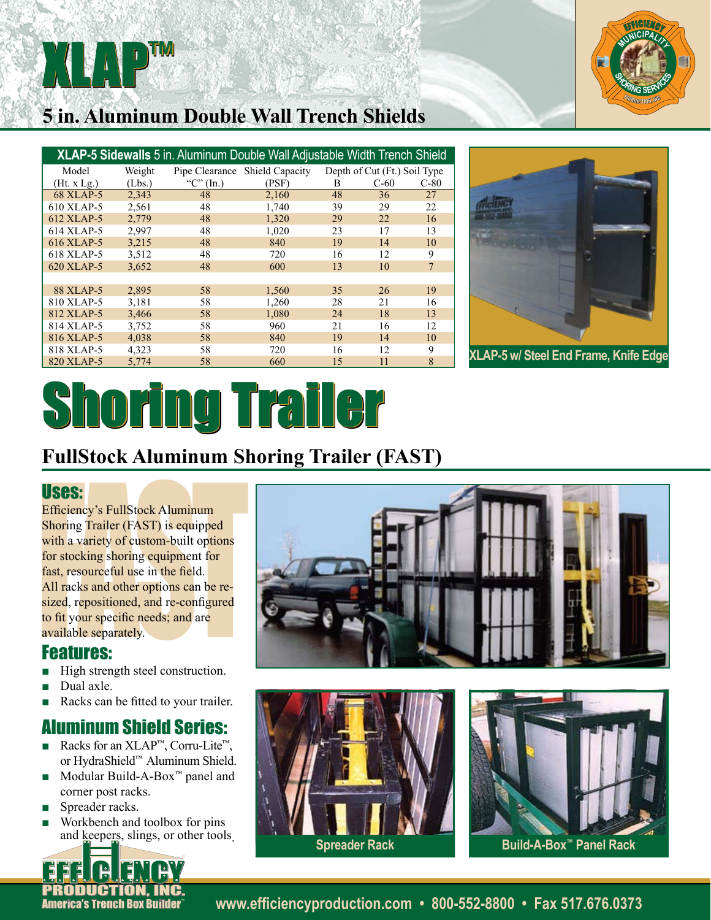# XLAP™

## 5 in. Aluminum Double Wall Trench Shields

**XLAP-5 Sidewalls** 5 in. Aluminum Double Wall Adjustable Width Trench Shield

| Model (Ht. x Lg.) | Weight (Lbs.) | Pipe Clearance "C" (In.) | Shield Capacity (PSF) | Depth of Cut (Ft.) Soil Type B | C-60 | C-80 |
|---|---|---|---|---|---|---|
| 68 XLAP-5 | 2,343 | 48 | 2,160 | 48 | 36 | 27 |
| 610 XLAP-5 | 2,561 | 48 | 1,740 | 39 | 29 | 22 |
| 612 XLAP-5 | 2,779 | 48 | 1,320 | 29 | 22 | 16 |
| 614 XLAP-5 | 2,997 | 48 | 1,020 | 23 | 17 | 13 |
| 616 XLAP-5 | 3,215 | 48 | 840 | 19 | 14 | 10 |
| 618 XLAP-5 | 3,512 | 48 | 720 | 16 | 12 | 9 |
| 620 XLAP-5 | 3,652 | 48 | 600 | 13 | 10 | 7 |
| | | | | | | |
| 88 XLAP-5 | 2,895 | 58 | 1,560 | 35 | 26 | 19 |
| 810 XLAP-5 | 3,181 | 58 | 1,260 | 28 | 21 | 16 |
| 812 XLAP-5 | 3,466 | 58 | 1,080 | 24 | 18 | 13 |
| 814 XLAP-5 | 3,752 | 58 | 960 | 21 | 16 | 12 |
| 816 XLAP-5 | 4,038 | 58 | 840 | 19 | 14 | 10 |
| 818 XLAP-5 | 4,323 | 58 | 720 | 16 | 12 | 9 |
| 820 XLAP-5 | 5,774 | 58 | 660 | 15 | 11 | 8 |

XLAP-5 w/ Steel End Frame, Knife Edge

# Shoring Trailer

## FullStock Aluminum Shoring Trailer (FAST)

### Uses:

Efficiency's FullStock Aluminum Shoring Trailer (FAST) is equipped with a variety of custom-built options for stocking shoring equipment for fast, resourceful use in the field. All racks and other options can be re-sized, repositioned, and re-configured to fit your specific needs; and are available separately.

### Features:

- High strength steel construction.
- Dual axle.
- Racks can be fitted to your trailer.

### Aluminum Shield Series:

- Racks for an XLAP™, Corru-Lite™, or HydraShield™ Aluminum Shield.
- Modular Build-A-Box™ panel and corner post racks.
- Spreader racks.
- Workbench and toolbox for pins and keepers, slings, or other tools.

Spreader Rack

Build-A-Box™ Panel Rack

EFFICIENCY PRODUCTION, INC. America's Trench Box Builder™

www.efficiencyproduction.com • 800-552-8800 • Fax 517.676.0373